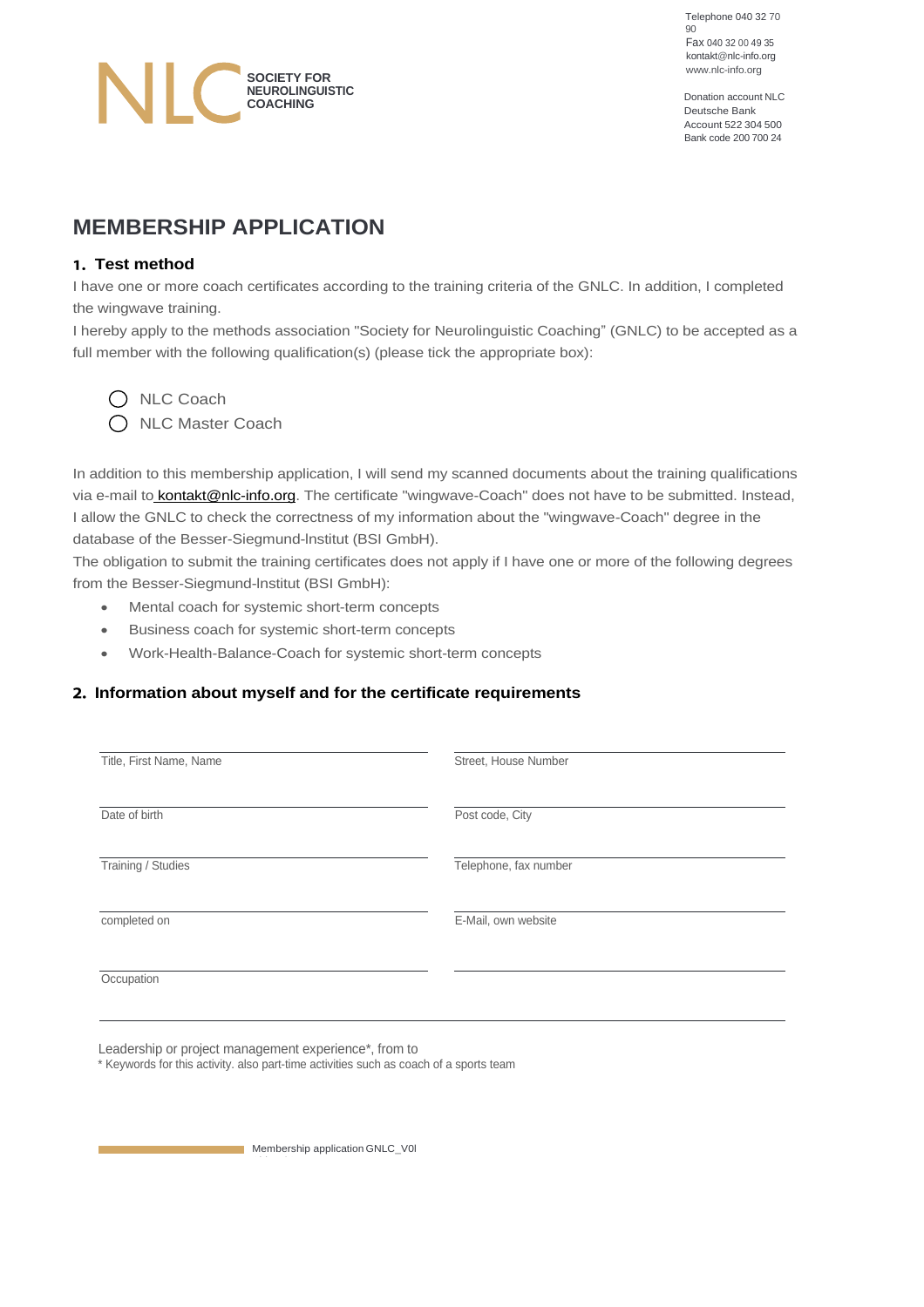NLC SOCIETY FOR NEUROLINGUISTIC COACHING

Telephone 040 32 70 90
Fax 040 32 00 49 35
kontakt@nlc-info.org
www.nlc-info.org

Donation account NLC
Deutsche Bank
Account 522 304 500
Bank code 200 700 24

# MEMBERSHIP APPLICATION

## 1. Test method

I have one or more coach certificates according to the training criteria of the GNLC. In addition, I completed the wingwave training.

I hereby apply to the methods association "Society for Neurolinguistic Coaching" (GNLC) to be accepted as a full member with the following qualification(s) (please tick the appropriate box):

- ◯ NLC Coach
- ◯ NLC Master Coach

In addition to this membership application, I will send my scanned documents about the training qualifications via e-mail to kontakt@nlc-info.org. The certificate "wingwave-Coach" does not have to be submitted. Instead, I allow the GNLC to check the correctness of my information about the "wingwave-Coach" degree in the database of the Besser-Siegmund-lnstitut (BSI GmbH).

The obligation to submit the training certificates does not apply if I have one or more of the following degrees from the Besser-Siegmund-lnstitut (BSI GmbH):

- Mental coach for systemic short-term concepts
- Business coach for systemic short-term concepts
- Work-Health-Balance-Coach for systemic short-term concepts

## 2. Information about myself and for the certificate requirements

| | |
|---|---|
| Title, First Name, Name | Street, House Number |
| Date of birth | Post code, City |
| Training / Studies | Telephone, fax number |
| completed on | E-Mail, own website |
| Occupation | |

Leadership or project management experience*, from to

\* Keywords for this activity. also part-time activities such as coach of a sports team

Membership application GNLC_V0l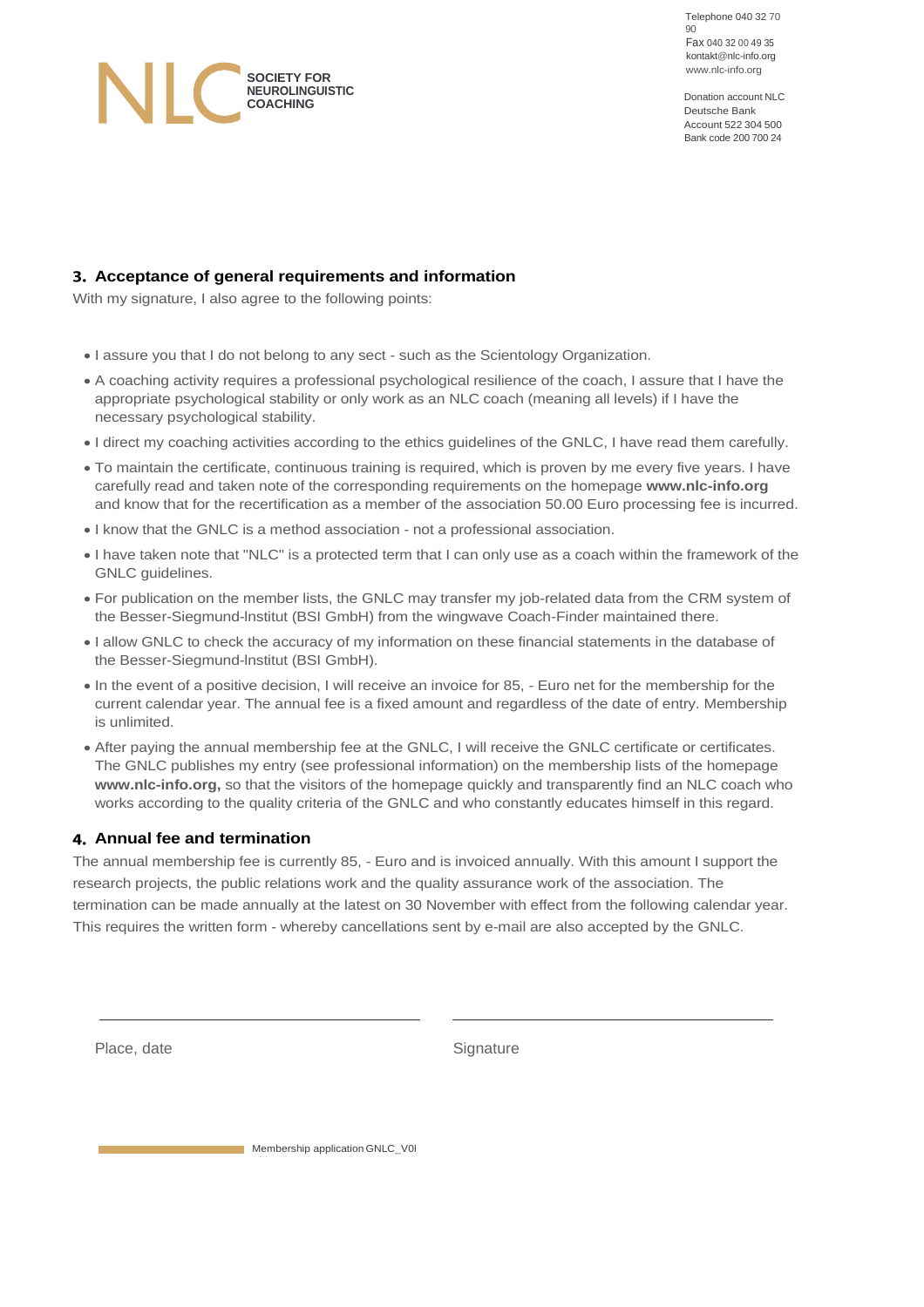NLC SOCIETY FOR NEUROLINGUISTIC COACHING

Telephone 040 32 70 90
Fax 040 32 00 49 35
kontakt@nlc-info.org
www.nlc-info.org

Donation account NLC
Deutsche Bank
Account 522 304 500
Bank code 200 700 24

## 3. Acceptance of general requirements and information

With my signature, I also agree to the following points:

- I assure you that I do not belong to any sect - such as the Scientology Organization.
- A coaching activity requires a professional psychological resilience of the coach, I assure that I have the appropriate psychological stability or only work as an NLC coach (meaning all levels) if I have the necessary psychological stability.
- I direct my coaching activities according to the ethics guidelines of the GNLC, I have read them carefully.
- To maintain the certificate, continuous training is required, which is proven by me every five years. I have carefully read and taken note of the corresponding requirements on the homepage **www.nlc-info.org** and know that for the recertification as a member of the association 50.00 Euro processing fee is incurred.
- I know that the GNLC is a method association - not a professional association.
- I have taken note that "NLC" is a protected term that I can only use as a coach within the framework of the GNLC guidelines.
- For publication on the member lists, the GNLC may transfer my job-related data from the CRM system of the Besser-Siegmund-Institut (BSI GmbH) from the wingwave Coach-Finder maintained there.
- I allow GNLC to check the accuracy of my information on these financial statements in the database of the Besser-Siegmund-Institut (BSI GmbH).
- In the event of a positive decision, I will receive an invoice for 85, - Euro net for the membership for the current calendar year. The annual fee is a fixed amount and regardless of the date of entry. Membership is unlimited.
- After paying the annual membership fee at the GNLC, I will receive the GNLC certificate or certificates. The GNLC publishes my entry (see professional information) on the membership lists of the homepage **www.nlc-info.org,** so that the visitors of the homepage quickly and transparently find an NLC coach who works according to the quality criteria of the GNLC and who constantly educates himself in this regard.

## 4. Annual fee and termination

The annual membership fee is currently 85, - Euro and is invoiced annually. With this amount I support the research projects, the public relations work and the quality assurance work of the association. The termination can be made annually at the latest on 30 November with effect from the following calendar year. This requires the written form - whereby cancellations sent by e-mail are also accepted by the GNLC.

Place, date

Signature

Membership application GNLC_V0l